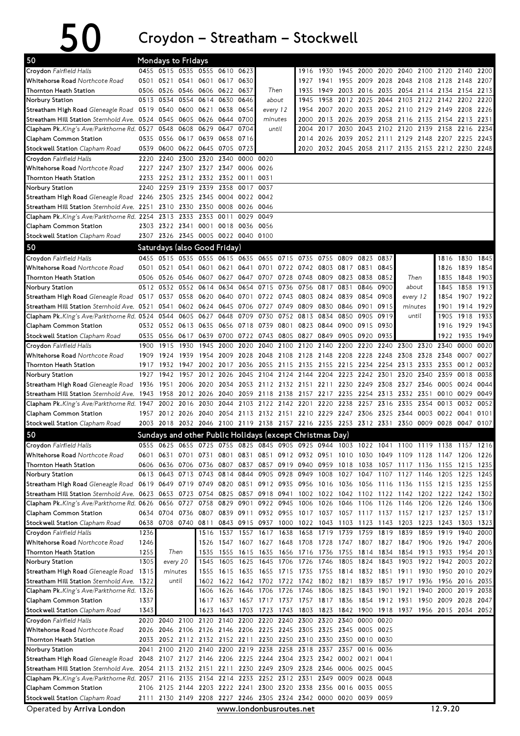# 50 Croydon – Streatham – Stockwell

## Mondays to Fridays

| 50 | | | | | | | | | | | | | | | | | |
|---|---|---|---|---|---|---|---|---|---|---|---|---|---|---|---|---|---|
| Croydon *Fairfield Halls* | 0455 | 0515 | 0535 | 0555 | 0610 | 0623 | | 1916 | 1930 | 1945 | 2000 | 2020 | 2040 | 2100 | 2120 | 2140 | 2200 |
| Whitehorse Road *Northcote Road* | 0501 | 0521 | 0541 | 0601 | 0617 | 0630 | | 1927 | 1941 | 1955 | 2009 | 2028 | 2048 | 2108 | 2128 | 2148 | 2207 |
| Thornton Heath Station | 0506 | 0526 | 0546 | 0606 | 0622 | 0637 | Then | 1935 | 1949 | 2003 | 2016 | 2035 | 2054 | 2114 | 2134 | 2154 | 2213 |
| Norbury Station | 0513 | 0534 | 0554 | 0614 | 0630 | 0646 | about | 1945 | 1958 | 2012 | 2025 | 2044 | 2103 | 2122 | 2142 | 2202 | 2220 |
| Streatham High Road *Gleneagle Road* | 0519 | 0540 | 0600 | 0621 | 0638 | 0654 | every 12 | 1954 | 2007 | 2020 | 2033 | 2052 | 2110 | 2129 | 2149 | 2208 | 2226 |
| Streatham Hill Station *Sternhold Ave.* | 0524 | 0545 | 0605 | 0626 | 0644 | 0700 | minutes | 2000 | 2013 | 2026 | 2039 | 2058 | 2116 | 2135 | 2154 | 2213 | 2231 |
| Clapham Pk. *King's Ave/Parkthorne Rd.* | 0527 | 0548 | 0608 | 0629 | 0647 | 0704 | until | 2004 | 2017 | 2030 | 2043 | 2102 | 2120 | 2139 | 2158 | 2216 | 2234 |
| Clapham Common Station | 0535 | 0556 | 0617 | 0639 | 0658 | 0716 | | 2014 | 2026 | 2039 | 2052 | 2111 | 2129 | 2148 | 2207 | 2225 | 2243 |
| Stockwell Station *Clapham Road* | 0539 | 0600 | 0622 | 0645 | 0705 | 0723 | | 2020 | 2032 | 2045 | 2058 | 2117 | 2135 | 2153 | 2212 | 2230 | 2248 |

| 50 | | | | | | | |
|---|---|---|---|---|---|---|---|
| Croydon *Fairfield Halls* | 2220 | 2240 | 2300 | 2320 | 2340 | 0000 | 0020 |
| Whitehorse Road *Northcote Road* | 2227 | 2247 | 2307 | 2327 | 2347 | 0006 | 0026 |
| Thornton Heath Station | 2233 | 2252 | 2312 | 2332 | 2352 | 0011 | 0031 |
| Norbury Station | 2240 | 2259 | 2319 | 2339 | 2358 | 0017 | 0037 |
| Streatham High Road *Gleneagle Road* | 2246 | 2305 | 2325 | 2345 | 0004 | 0022 | 0042 |
| Streatham Hill Station *Sternhold Ave.* | 2251 | 2310 | 2330 | 2350 | 0008 | 0026 | 0046 |
| Clapham Pk. *King's Ave/Parkthorne Rd.* | 2254 | 2313 | 2333 | 2353 | 0011 | 0029 | 0049 |
| Clapham Common Station | 2303 | 2322 | 2341 | 0001 | 0018 | 0036 | 0056 |
| Stockwell Station *Clapham Road* | 2307 | 2326 | 2345 | 0005 | 0022 | 0040 | 0100 |

## Saturdays (also Good Friday)

| 50 | | | | | | | | | | | | | | | | | |
|---|---|---|---|---|---|---|---|---|---|---|---|---|---|---|---|---|---|
| Croydon *Fairfield Halls* | 0455 | 0515 | 0535 | 0555 | 0615 | 0635 | 0655 | 0715 | 0735 | 0755 | 0809 | 0823 | 0837 | | 1816 | 1830 | 1845 |
| Whitehorse Road *Northcote Road* | 0501 | 0521 | 0541 | 0601 | 0621 | 0641 | 0701 | 0722 | 0742 | 0803 | 0817 | 0831 | 0845 | | 1826 | 1839 | 1854 |
| Thornton Heath Station | 0506 | 0526 | 0546 | 0607 | 0627 | 0647 | 0707 | 0728 | 0748 | 0809 | 0823 | 0838 | 0852 | Then | 1835 | 1848 | 1903 |
| Norbury Station | 0512 | 0532 | 0552 | 0614 | 0634 | 0654 | 0715 | 0736 | 0756 | 0817 | 0831 | 0846 | 0900 | about | 1845 | 1858 | 1913 |
| Streatham High Road *Gleneagle Road* | 0517 | 0537 | 0558 | 0620 | 0640 | 0701 | 0722 | 0743 | 0803 | 0824 | 0839 | 0854 | 0908 | every 12 | 1854 | 1907 | 1922 |
| Streatham Hill Station *Sternhold Ave.* | 0521 | 0541 | 0602 | 0624 | 0645 | 0706 | 0727 | 0749 | 0809 | 0830 | 0846 | 0901 | 0915 | minutes | 1901 | 1914 | 1929 |
| Clapham Pk. *King's Ave/Parkthorne Rd.* | 0524 | 0544 | 0605 | 0627 | 0648 | 0709 | 0730 | 0752 | 0813 | 0834 | 0850 | 0905 | 0919 | until | 1905 | 1918 | 1933 |
| Clapham Common Station | 0532 | 0552 | 0613 | 0635 | 0656 | 0718 | 0739 | 0801 | 0823 | 0844 | 0900 | 0915 | 0930 | | 1916 | 1929 | 1943 |
| Stockwell Station *Clapham Road* | 0535 | 0556 | 0617 | 0639 | 0700 | 0722 | 0743 | 0805 | 0827 | 0849 | 0905 | 0920 | 0935 | | 1922 | 1935 | 1949 |

| 50 | | | | | | | | | | | | | | | | | | |
|---|---|---|---|---|---|---|---|---|---|---|---|---|---|---|---|---|---|---|
| Croydon *Fairfield Halls* | 1900 | 1915 | 1930 | 1945 | 2000 | 2020 | 2040 | 2100 | 2120 | 2140 | 2200 | 2220 | 2240 | 2300 | 2320 | 2340 | 0000 | 0020 |
| Whitehorse Road *Northcote Road* | 1909 | 1924 | 1939 | 1954 | 2009 | 2028 | 2048 | 2108 | 2128 | 2148 | 2208 | 2228 | 2248 | 2308 | 2328 | 2348 | 0007 | 0027 |
| Thornton Heath Station | 1917 | 1932 | 1947 | 2002 | 2017 | 2036 | 2055 | 2115 | 2135 | 2155 | 2215 | 2234 | 2254 | 2313 | 2333 | 2353 | 0012 | 0032 |
| Norbury Station | 1927 | 1942 | 1957 | 2012 | 2026 | 2045 | 2104 | 2124 | 2144 | 2204 | 2223 | 2242 | 2301 | 2320 | 2340 | 2359 | 0018 | 0038 |
| Streatham High Road *Gleneagle Road* | 1936 | 1951 | 2006 | 2020 | 2034 | 2053 | 2112 | 2132 | 2151 | 2211 | 2230 | 2249 | 2308 | 2327 | 2346 | 0005 | 0024 | 0044 |
| Streatham Hill Station *Sternhold Ave.* | 1943 | 1958 | 2012 | 2026 | 2040 | 2059 | 2118 | 2138 | 2157 | 2217 | 2235 | 2254 | 2313 | 2332 | 2351 | 0010 | 0029 | 0049 |
| Clapham Pk. *King's Ave/Parkthorne Rd.* | 1947 | 2002 | 2016 | 2030 | 2044 | 2103 | 2122 | 2142 | 2201 | 2220 | 2238 | 2257 | 2316 | 2335 | 2354 | 0013 | 0032 | 0052 |
| Clapham Common Station | 1957 | 2012 | 2026 | 2040 | 2054 | 2113 | 2132 | 2151 | 2210 | 2229 | 2247 | 2306 | 2325 | 2344 | 0003 | 0022 | 0041 | 0101 |
| Stockwell Station *Clapham Road* | 2003 | 2018 | 2032 | 2046 | 2100 | 2119 | 2138 | 2157 | 2216 | 2235 | 2253 | 2312 | 2331 | 2350 | 0009 | 0028 | 0047 | 0107 |

## Sundays and other Public Holidays (except Christmas Day)

| 50 | | | | | | | | | | | | | | | | | | |
|---|---|---|---|---|---|---|---|---|---|---|---|---|---|---|---|---|---|---|
| Croydon *Fairfield Halls* | 0555 | 0625 | 0655 | 0725 | 0755 | 0825 | 0845 | 0905 | 0925 | 0944 | 1003 | 1022 | 1041 | 1100 | 1119 | 1138 | 1157 | 1216 |
| Whitehorse Road *Northcote Road* | 0601 | 0631 | 0701 | 0731 | 0801 | 0831 | 0851 | 0912 | 0932 | 0951 | 1010 | 1030 | 1049 | 1109 | 1128 | 1147 | 1206 | 1226 |
| Thornton Heath Station | 0606 | 0636 | 0706 | 0736 | 0807 | 0837 | 0857 | 0919 | 0940 | 0959 | 1018 | 1038 | 1057 | 1117 | 1136 | 1155 | 1215 | 1235 |
| Norbury Station | 0613 | 0643 | 0713 | 0743 | 0814 | 0844 | 0905 | 0928 | 0949 | 1008 | 1027 | 1047 | 1107 | 1127 | 1146 | 1205 | 1225 | 1245 |
| Streatham High Road *Gleneagle Road* | 0619 | 0649 | 0719 | 0749 | 0820 | 0851 | 0912 | 0935 | 0956 | 1016 | 1036 | 1056 | 1116 | 1136 | 1155 | 1215 | 1235 | 1255 |
| Streatham Hill Station *Sternhold Ave.* | 0623 | 0653 | 0723 | 0754 | 0825 | 0857 | 0918 | 0941 | 1002 | 1022 | 1042 | 1102 | 1122 | 1142 | 1202 | 1222 | 1242 | 1302 |
| Clapham Pk. *King's Ave/Parkthorne Rd.* | 0626 | 0656 | 0727 | 0758 | 0829 | 0901 | 0922 | 0945 | 1006 | 1026 | 1046 | 1106 | 1126 | 1146 | 1206 | 1226 | 1246 | 1306 |
| Clapham Common Station | 0634 | 0704 | 0736 | 0807 | 0839 | 0911 | 0932 | 0955 | 1017 | 1037 | 1057 | 1117 | 1137 | 1157 | 1217 | 1237 | 1257 | 1317 |
| Stockwell Station *Clapham Road* | 0638 | 0708 | 0740 | 0811 | 0843 | 0915 | 0937 | 1000 | 1022 | 1043 | 1103 | 1123 | 1143 | 1203 | 1223 | 1243 | 1303 | 1323 |

| 50 | | | | | | | | | | | | | | | | | | |
|---|---|---|---|---|---|---|---|---|---|---|---|---|---|---|---|---|---|---|
| Croydon *Fairfield Halls* | 1236 | | 1516 | 1537 | 1557 | 1617 | 1638 | 1658 | 1719 | 1739 | 1759 | 1819 | 1839 | 1859 | 1919 | 1940 | 2000 |
| Whitehorse Road *Northcote Road* | 1246 | | 1526 | 1547 | 1607 | 1627 | 1648 | 1708 | 1728 | 1747 | 1807 | 1827 | 1847 | 1906 | 1926 | 1947 | 2006 |
| Thornton Heath Station | 1255 | Then | 1535 | 1555 | 1615 | 1635 | 1656 | 1716 | 1736 | 1755 | 1814 | 1834 | 1854 | 1913 | 1933 | 1954 | 2013 |
| Norbury Station | 1305 | every 20 | 1545 | 1605 | 1625 | 1645 | 1706 | 1726 | 1746 | 1805 | 1824 | 1843 | 1903 | 1922 | 1942 | 2003 | 2022 |
| Streatham High Road *Gleneagle Road* | 1315 | minutes | 1555 | 1615 | 1635 | 1655 | 1715 | 1735 | 1755 | 1814 | 1832 | 1851 | 1911 | 1930 | 1950 | 2010 | 2029 |
| Streatham Hill Station *Sternhold Ave.* | 1322 | until | 1602 | 1622 | 1642 | 1702 | 1722 | 1742 | 1802 | 1821 | 1839 | 1857 | 1917 | 1936 | 1956 | 2016 | 2035 |
| Clapham Pk. *King's Ave/Parkthorne Rd.* | 1326 | | 1606 | 1626 | 1646 | 1706 | 1726 | 1746 | 1806 | 1825 | 1843 | 1901 | 1921 | 1940 | 2000 | 2019 | 2038 |
| Clapham Common Station | 1337 | | 1617 | 1637 | 1657 | 1717 | 1737 | 1757 | 1817 | 1836 | 1854 | 1912 | 1931 | 1950 | 2009 | 2028 | 2047 |
| Stockwell Station *Clapham Road* | 1343 | | 1623 | 1643 | 1703 | 1723 | 1743 | 1803 | 1823 | 1842 | 1900 | 1918 | 1937 | 1956 | 2015 | 2034 | 2052 |

| 50 | | | | | | | | | | | | | |
|---|---|---|---|---|---|---|---|---|---|---|---|---|---|
| Croydon *Fairfield Halls* | 2020 | 2040 | 2100 | 2120 | 2140 | 2200 | 2220 | 2240 | 2300 | 2320 | 2340 | 0000 | 0020 |
| Whitehorse Road *Northcote Road* | 2026 | 2046 | 2106 | 2126 | 2146 | 2206 | 2225 | 2245 | 2305 | 2325 | 2345 | 0005 | 0025 |
| Thornton Heath Station | 2033 | 2052 | 2112 | 2132 | 2152 | 2211 | 2230 | 2250 | 2310 | 2330 | 2350 | 0010 | 0030 |
| Norbury Station | 2041 | 2100 | 2120 | 2140 | 2200 | 2219 | 2238 | 2258 | 2318 | 2337 | 2357 | 0016 | 0036 |
| Streatham High Road *Gleneagle Road* | 2048 | 2107 | 2127 | 2146 | 2206 | 2225 | 2244 | 2304 | 2323 | 2342 | 0002 | 0021 | 0041 |
| Streatham Hill Station *Sternhold Ave.* | 2054 | 2113 | 2132 | 2151 | 2211 | 2230 | 2249 | 2309 | 2328 | 2346 | 0006 | 0025 | 0045 |
| Clapham Pk. *King's Ave/Parkthorne Rd.* | 2057 | 2116 | 2135 | 2154 | 2214 | 2233 | 2252 | 2312 | 2331 | 2349 | 0009 | 0028 | 0048 |
| Clapham Common Station | 2106 | 2125 | 2144 | 2203 | 2222 | 2241 | 2300 | 2320 | 2338 | 2356 | 0016 | 0035 | 0055 |
| Stockwell Station *Clapham Road* | 2111 | 2130 | 2149 | 2208 | 2227 | 2246 | 2305 | 2324 | 2342 | 0000 | 0020 | 0039 | 0059 |

Operated by **Arriva London** www.londonbusroutes.net 12.9.20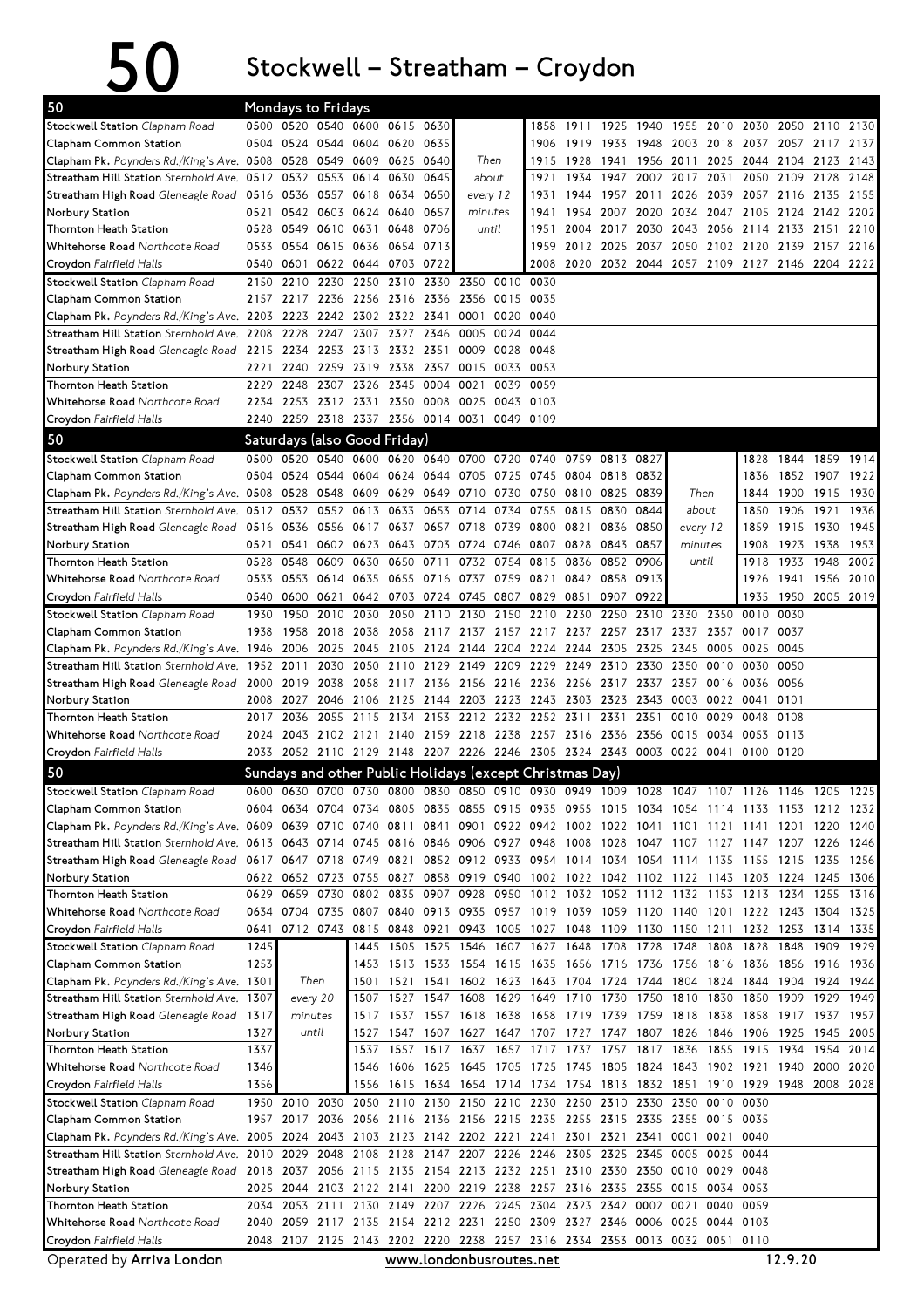# 50 Stockwell – Streatham – Croydon

## 50 Mondays to Fridays

| | | | | | | | | | | | | | | | | | | |
|---|---|---|---|---|---|---|---|---|---|---|---|---|---|---|---|---|---|---|
| **Stockwell Station** *Clapham Road* | 0500 | 0520 | 0540 | 0600 | 0615 | 0630 | | 1858 | 1911 | 1925 | 1940 | 1955 | 2010 | 2030 | 2050 | 2110 | 2130 |
| **Clapham Common Station** | 0504 | 0524 | 0544 | 0604 | 0620 | 0635 | | 1906 | 1919 | 1933 | 1948 | 2003 | 2018 | 2037 | 2057 | 2117 | 2137 |
| **Clapham Pk.** *Poynders Rd./King's Ave.* | 0508 | 0528 | 0549 | 0609 | 0625 | 0640 | Then | 1915 | 1928 | 1941 | 1956 | 2011 | 2025 | 2044 | 2104 | 2123 | 2143 |
| **Streatham Hill Station** *Sternhold Ave.* | 0512 | 0532 | 0553 | 0614 | 0630 | 0645 | about | 1921 | 1934 | 1947 | 2002 | 2017 | 2031 | 2050 | 2109 | 2128 | 2148 |
| **Streatham High Road** *Gleneagle Road* | 0516 | 0536 | 0557 | 0618 | 0634 | 0650 | every 12 | 1931 | 1944 | 1957 | 2011 | 2026 | 2039 | 2057 | 2116 | 2135 | 2155 |
| **Norbury Station** | 0521 | 0542 | 0603 | 0624 | 0640 | 0657 | minutes | 1941 | 1954 | 2007 | 2020 | 2034 | 2047 | 2105 | 2124 | 2142 | 2202 |
| **Thornton Heath Station** | 0528 | 0549 | 0610 | 0631 | 0648 | 0706 | until | 1951 | 2004 | 2017 | 2030 | 2043 | 2056 | 2114 | 2133 | 2151 | 2210 |
| **Whitehorse Road** *Northcote Road* | 0533 | 0554 | 0615 | 0636 | 0654 | 0713 | | 1959 | 2012 | 2025 | 2037 | 2050 | 2102 | 2120 | 2139 | 2157 | 2216 |
| **Croydon** *Fairfield Halls* | 0540 | 0601 | 0622 | 0644 | 0703 | 0722 | | 2008 | 2020 | 2032 | 2044 | 2057 | 2109 | 2127 | 2146 | 2204 | 2222 |

| | | | | | | | | | |
|---|---|---|---|---|---|---|---|---|---|
| **Stockwell Station** *Clapham Road* | 2150 | 2210 | 2230 | 2250 | 2310 | 2330 | 2350 | 0010 | 0030 |
| **Clapham Common Station** | 2157 | 2217 | 2236 | 2256 | 2316 | 2336 | 2356 | 0015 | 0035 |
| **Clapham Pk.** *Poynders Rd./King's Ave.* | 2203 | 2223 | 2242 | 2302 | 2322 | 2341 | 0001 | 0020 | 0040 |
| **Streatham Hill Station** *Sternhold Ave.* | 2208 | 2228 | 2247 | 2307 | 2327 | 2346 | 0005 | 0024 | 0044 |
| **Streatham High Road** *Gleneagle Road* | 2215 | 2234 | 2253 | 2313 | 2332 | 2351 | 0009 | 0028 | 0048 |
| **Norbury Station** | 2221 | 2240 | 2259 | 2319 | 2338 | 2357 | 0015 | 0033 | 0053 |
| **Thornton Heath Station** | 2229 | 2248 | 2307 | 2326 | 2345 | 0004 | 0021 | 0039 | 0059 |
| **Whitehorse Road** *Northcote Road* | 2234 | 2253 | 2312 | 2331 | 2350 | 0008 | 0025 | 0043 | 0103 |
| **Croydon** *Fairfield Halls* | 2240 | 2259 | 2318 | 2337 | 2356 | 0014 | 0031 | 0049 | 0109 |

## 50 Saturdays (also Good Friday)

| | | | | | | | | | | | | | | | | | |
|---|---|---|---|---|---|---|---|---|---|---|---|---|---|---|---|---|---|
| **Stockwell Station** *Clapham Road* | 0500 | 0520 | 0540 | 0600 | 0620 | 0640 | 0700 | 0720 | 0740 | 0759 | 0813 | 0827 | | 1828 | 1844 | 1859 | 1914 |
| **Clapham Common Station** | 0504 | 0524 | 0544 | 0604 | 0624 | 0644 | 0705 | 0725 | 0745 | 0804 | 0818 | 0832 | | 1836 | 1852 | 1907 | 1922 |
| **Clapham Pk.** *Poynders Rd./King's Ave.* | 0508 | 0528 | 0548 | 0609 | 0629 | 0649 | 0710 | 0730 | 0750 | 0810 | 0825 | 0839 | Then | 1844 | 1900 | 1915 | 1930 |
| **Streatham Hill Station** *Sternhold Ave.* | 0512 | 0532 | 0552 | 0613 | 0633 | 0653 | 0714 | 0734 | 0755 | 0815 | 0830 | 0844 | about | 1850 | 1906 | 1921 | 1936 |
| **Streatham High Road** *Gleneagle Road* | 0516 | 0536 | 0556 | 0617 | 0637 | 0657 | 0718 | 0739 | 0800 | 0821 | 0836 | 0850 | every 12 | 1859 | 1915 | 1930 | 1945 |
| **Norbury Station** | 0521 | 0541 | 0602 | 0623 | 0643 | 0703 | 0724 | 0746 | 0807 | 0828 | 0843 | 0857 | minutes | 1908 | 1923 | 1938 | 1953 |
| **Thornton Heath Station** | 0528 | 0548 | 0609 | 0630 | 0650 | 0711 | 0732 | 0754 | 0815 | 0836 | 0852 | 0906 | until | 1918 | 1933 | 1948 | 2002 |
| **Whitehorse Road** *Northcote Road* | 0533 | 0553 | 0614 | 0635 | 0655 | 0716 | 0737 | 0759 | 0821 | 0842 | 0858 | 0913 | | 1926 | 1941 | 1956 | 2010 |
| **Croydon** *Fairfield Halls* | 0540 | 0600 | 0621 | 0642 | 0703 | 0724 | 0745 | 0807 | 0829 | 0851 | 0907 | 0922 | | 1935 | 1950 | 2005 | 2019 |

| | | | | | | | | | | | | | | | | |
|---|---|---|---|---|---|---|---|---|---|---|---|---|---|---|---|---|
| **Stockwell Station** *Clapham Road* | 1930 | 1950 | 2010 | 2030 | 2050 | 2110 | 2130 | 2150 | 2210 | 2230 | 2250 | 2310 | 2330 | 2350 | 0010 | 0030 |
| **Clapham Common Station** | 1938 | 1958 | 2018 | 2038 | 2058 | 2117 | 2137 | 2157 | 2217 | 2237 | 2257 | 2317 | 2337 | 2357 | 0017 | 0037 |
| **Clapham Pk.** *Poynders Rd./King's Ave.* | 1946 | 2006 | 2025 | 2045 | 2105 | 2124 | 2144 | 2204 | 2224 | 2244 | 2305 | 2325 | 2345 | 0005 | 0025 | 0045 |
| **Streatham Hill Station** *Sternhold Ave.* | 1952 | 2011 | 2030 | 2050 | 2110 | 2129 | 2149 | 2209 | 2229 | 2249 | 2310 | 2330 | 2350 | 0010 | 0030 | 0050 |
| **Streatham High Road** *Gleneagle Road* | 2000 | 2019 | 2038 | 2058 | 2117 | 2136 | 2156 | 2216 | 2236 | 2256 | 2317 | 2337 | 2357 | 0016 | 0036 | 0056 |
| **Norbury Station** | 2008 | 2027 | 2046 | 2106 | 2125 | 2144 | 2203 | 2223 | 2243 | 2303 | 2323 | 2343 | 0003 | 0022 | 0041 | 0101 |
| **Thornton Heath Station** | 2017 | 2036 | 2055 | 2115 | 2134 | 2153 | 2212 | 2232 | 2252 | 2311 | 2331 | 2351 | 0010 | 0029 | 0048 | 0108 |
| **Whitehorse Road** *Northcote Road* | 2024 | 2043 | 2102 | 2121 | 2140 | 2159 | 2218 | 2238 | 2257 | 2316 | 2336 | 2356 | 0015 | 0034 | 0053 | 0113 |
| **Croydon** *Fairfield Halls* | 2033 | 2052 | 2110 | 2129 | 2148 | 2207 | 2226 | 2246 | 2305 | 2324 | 2343 | 0003 | 0022 | 0041 | 0100 | 0120 |

## 50 Sundays and other Public Holidays (except Christmas Day)

| | | | | | | | | | | | | | | | | | | |
|---|---|---|---|---|---|---|---|---|---|---|---|---|---|---|---|---|---|---|
| **Stockwell Station** *Clapham Road* | 0600 | 0630 | 0700 | 0730 | 0800 | 0830 | 0850 | 0910 | 0930 | 0949 | 1009 | 1028 | 1047 | 1107 | 1126 | 1146 | 1205 | 1225 |
| **Clapham Common Station** | 0604 | 0634 | 0704 | 0734 | 0805 | 0835 | 0855 | 0915 | 0935 | 0955 | 1015 | 1034 | 1054 | 1114 | 1133 | 1153 | 1212 | 1232 |
| **Clapham Pk.** *Poynders Rd./King's Ave.* | 0609 | 0639 | 0710 | 0740 | 0811 | 0841 | 0901 | 0922 | 0942 | 1002 | 1022 | 1041 | 1101 | 1121 | 1141 | 1201 | 1220 | 1240 |
| **Streatham Hill Station** *Sternhold Ave.* | 0613 | 0643 | 0714 | 0745 | 0816 | 0846 | 0906 | 0927 | 0948 | 1008 | 1028 | 1047 | 1107 | 1127 | 1147 | 1207 | 1226 | 1246 |
| **Streatham High Road** *Gleneagle Road* | 0617 | 0647 | 0718 | 0749 | 0821 | 0852 | 0912 | 0933 | 0954 | 1014 | 1034 | 1054 | 1114 | 1135 | 1155 | 1215 | 1235 | 1256 |
| **Norbury Station** | 0622 | 0652 | 0723 | 0755 | 0827 | 0858 | 0919 | 0940 | 1002 | 1022 | 1042 | 1102 | 1122 | 1143 | 1203 | 1224 | 1245 | 1306 |
| **Thornton Heath Station** | 0629 | 0659 | 0730 | 0802 | 0835 | 0907 | 0928 | 0950 | 1012 | 1032 | 1052 | 1112 | 1132 | 1153 | 1213 | 1234 | 1255 | 1316 |
| **Whitehorse Road** *Northcote Road* | 0634 | 0704 | 0735 | 0807 | 0840 | 0913 | 0935 | 0957 | 1019 | 1039 | 1059 | 1120 | 1140 | 1201 | 1222 | 1243 | 1304 | 1325 |
| **Croydon** *Fairfield Halls* | 0641 | 0712 | 0743 | 0815 | 0848 | 0921 | 0943 | 1005 | 1027 | 1048 | 1109 | 1130 | 1150 | 1211 | 1232 | 1253 | 1314 | 1335 |

| | | | | | | | | | | | | | | | | | | |
|---|---|---|---|---|---|---|---|---|---|---|---|---|---|---|---|---|---|---|
| **Stockwell Station** *Clapham Road* | 1245 | | 1445 | 1505 | 1525 | 1546 | 1607 | 1627 | 1648 | 1708 | 1728 | 1748 | 1808 | 1828 | 1848 | 1909 | 1929 |
| **Clapham Common Station** | 1253 | | 1453 | 1513 | 1533 | 1554 | 1615 | 1635 | 1656 | 1716 | 1736 | 1756 | 1816 | 1836 | 1856 | 1916 | 1936 |
| **Clapham Pk.** *Poynders Rd./King's Ave.* | 1301 | Then | 1501 | 1521 | 1541 | 1602 | 1623 | 1643 | 1704 | 1724 | 1744 | 1804 | 1824 | 1844 | 1904 | 1924 | 1944 |
| **Streatham Hill Station** *Sternhold Ave.* | 1307 | every 20 | 1507 | 1527 | 1547 | 1608 | 1629 | 1649 | 1710 | 1730 | 1750 | 1810 | 1830 | 1850 | 1909 | 1929 | 1949 |
| **Streatham High Road** *Gleneagle Road* | 1317 | minutes | 1517 | 1537 | 1557 | 1618 | 1638 | 1658 | 1719 | 1739 | 1759 | 1818 | 1838 | 1858 | 1917 | 1937 | 1957 |
| **Norbury Station** | 1327 | until | 1527 | 1547 | 1607 | 1627 | 1647 | 1707 | 1727 | 1747 | 1807 | 1826 | 1846 | 1906 | 1925 | 1945 | 2005 |
| **Thornton Heath Station** | 1337 | | 1537 | 1557 | 1617 | 1637 | 1657 | 1717 | 1737 | 1757 | 1817 | 1836 | 1855 | 1915 | 1934 | 1954 | 2014 |
| **Whitehorse Road** *Northcote Road* | 1346 | | 1546 | 1606 | 1625 | 1645 | 1705 | 1725 | 1745 | 1805 | 1824 | 1843 | 1902 | 1921 | 1940 | 2000 | 2020 |
| **Croydon** *Fairfield Halls* | 1356 | | 1556 | 1615 | 1634 | 1654 | 1714 | 1734 | 1754 | 1813 | 1832 | 1851 | 1910 | 1929 | 1948 | 2008 | 2028 |

| | | | | | | | | | | | | | | | |
|---|---|---|---|---|---|---|---|---|---|---|---|---|---|---|---|
| **Stockwell Station** *Clapham Road* | 1950 | 2010 | 2030 | 2050 | 2110 | 2130 | 2150 | 2210 | 2230 | 2250 | 2310 | 2330 | 2350 | 0010 | 0030 |
| **Clapham Common Station** | 1957 | 2017 | 2036 | 2056 | 2116 | 2136 | 2156 | 2215 | 2235 | 2255 | 2315 | 2335 | 2355 | 0015 | 0035 |
| **Clapham Pk.** *Poynders Rd./King's Ave.* | 2005 | 2024 | 2043 | 2103 | 2123 | 2142 | 2202 | 2221 | 2241 | 2301 | 2321 | 2341 | 0001 | 0021 | 0040 |
| **Streatham Hill Station** *Sternhold Ave.* | 2010 | 2029 | 2048 | 2108 | 2128 | 2147 | 2207 | 2226 | 2246 | 2305 | 2325 | 2345 | 0005 | 0025 | 0044 |
| **Streatham High Road** *Gleneagle Road* | 2018 | 2037 | 2056 | 2115 | 2135 | 2154 | 2213 | 2232 | 2251 | 2310 | 2330 | 2350 | 0010 | 0029 | 0048 |
| **Norbury Station** | 2025 | 2044 | 2103 | 2122 | 2141 | 2200 | 2219 | 2238 | 2257 | 2316 | 2335 | 2355 | 0015 | 0034 | 0053 |
| **Thornton Heath Station** | 2034 | 2053 | 2111 | 2130 | 2149 | 2207 | 2226 | 2245 | 2304 | 2323 | 2342 | 0002 | 0021 | 0040 | 0059 |
| **Whitehorse Road** *Northcote Road* | 2040 | 2059 | 2117 | 2135 | 2154 | 2212 | 2231 | 2250 | 2309 | 2327 | 2346 | 0006 | 0025 | 0044 | 0103 |
| **Croydon** *Fairfield Halls* | 2048 | 2107 | 2125 | 2143 | 2202 | 2220 | 2238 | 2257 | 2316 | 2334 | 2353 | 0013 | 0032 | 0051 | 0110 |

Operated by **Arriva London** www.londonbusroutes.net 12.9.20